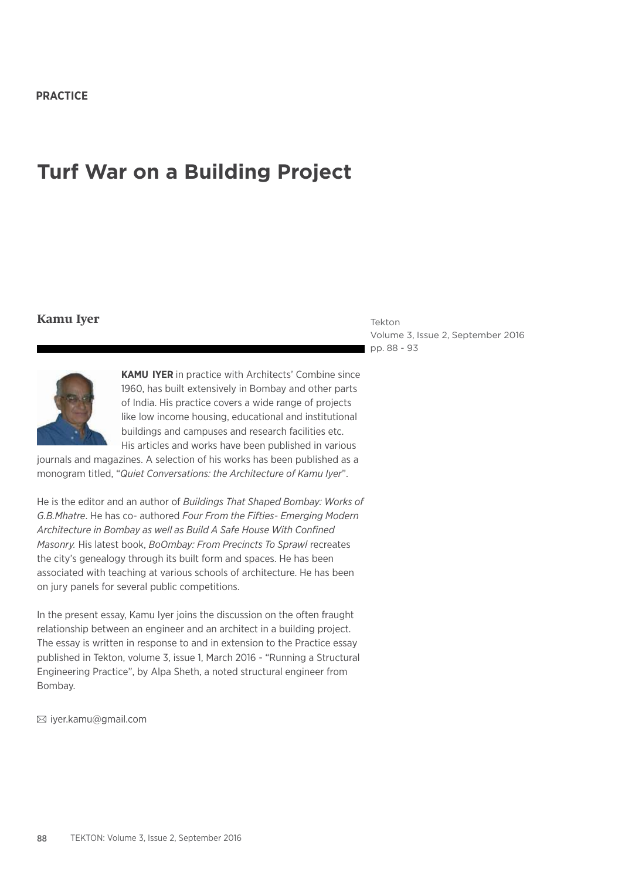PRACTICE

# Turf War on a Building Project

**Kamu Iyer**

Tekton
Volume 3, Issue 2, September 2016
pp. 88 - 93

**KAMU IYER** in practice with Architects' Combine since 1960, has built extensively in Bombay and other parts of India. His practice covers a wide range of projects like low income housing, educational and institutional buildings and campuses and research facilities etc. His articles and works have been published in various journals and magazines. A selection of his works has been published as a monogram titled, "*Quiet Conversations: the Architecture of Kamu Iyer*".

He is the editor and an author of *Buildings That Shaped Bombay: Works of G.B.Mhatre*. He has co- authored *Four From the Fifties- Emerging Modern Architecture in Bombay as well as Build A Safe House With Confined Masonry.* His latest book, *BoOmbay: From Precincts To Sprawl* recreates the city's genealogy through its built form and spaces. He has been associated with teaching at various schools of architecture. He has been on jury panels for several public competitions.

In the present essay, Kamu Iyer joins the discussion on the often fraught relationship between an engineer and an architect in a building project. The essay is written in response to and in extension to the Practice essay published in Tekton, volume 3, issue 1, March 2016 - "Running a Structural Engineering Practice", by Alpa Sheth, a noted structural engineer from Bombay.

✉ iyer.kamu@gmail.com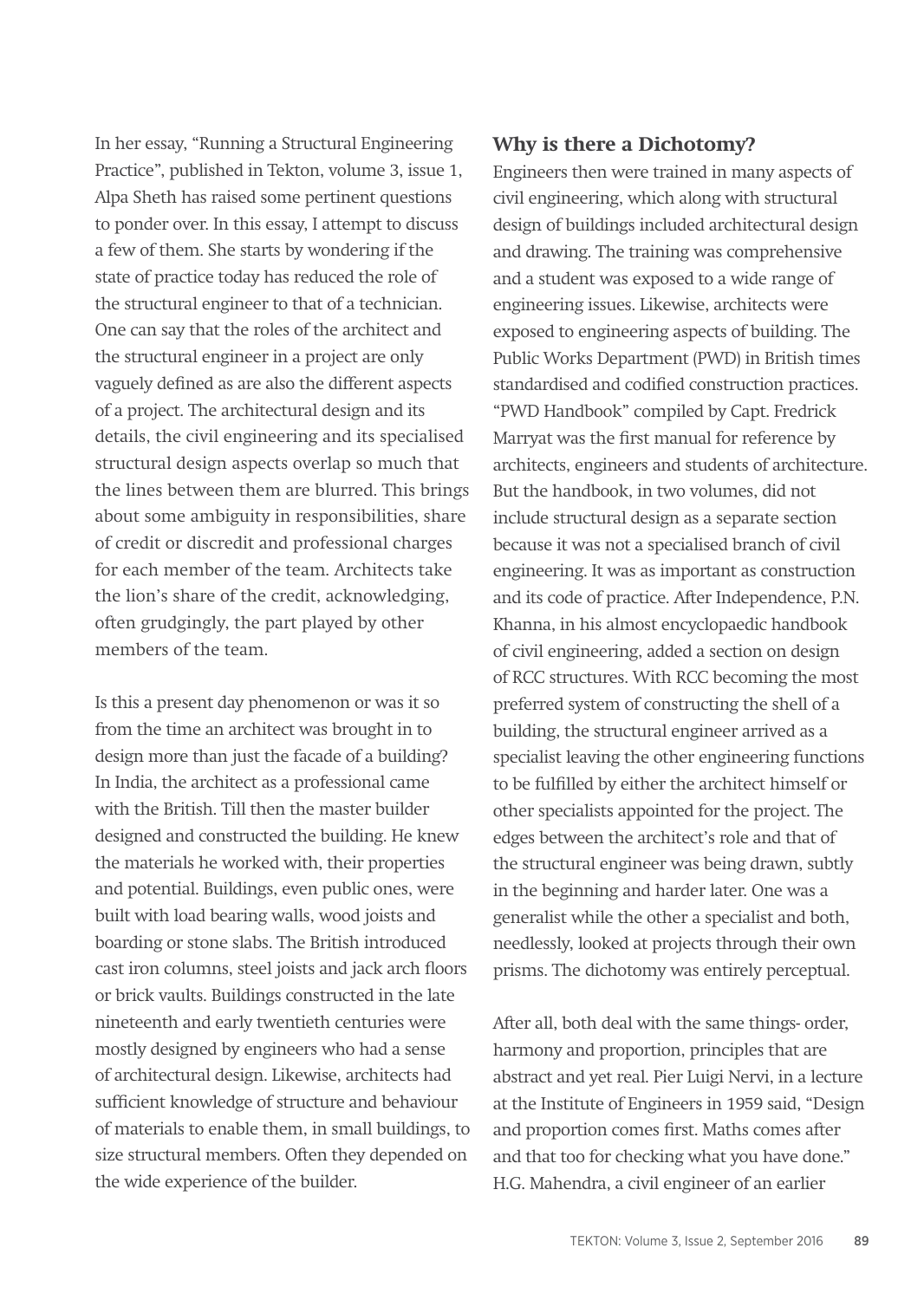In her essay, "Running a Structural Engineering Practice", published in Tekton, volume 3, issue 1, Alpa Sheth has raised some pertinent questions to ponder over. In this essay, I attempt to discuss a few of them. She starts by wondering if the state of practice today has reduced the role of the structural engineer to that of a technician. One can say that the roles of the architect and the structural engineer in a project are only vaguely defined as are also the different aspects of a project. The architectural design and its details, the civil engineering and its specialised structural design aspects overlap so much that the lines between them are blurred. This brings about some ambiguity in responsibilities, share of credit or discredit and professional charges for each member of the team. Architects take the lion's share of the credit, acknowledging, often grudgingly, the part played by other members of the team.

Is this a present day phenomenon or was it so from the time an architect was brought in to design more than just the facade of a building? In India, the architect as a professional came with the British. Till then the master builder designed and constructed the building. He knew the materials he worked with, their properties and potential. Buildings, even public ones, were built with load bearing walls, wood joists and boarding or stone slabs. The British introduced cast iron columns, steel joists and jack arch floors or brick vaults. Buildings constructed in the late nineteenth and early twentieth centuries were mostly designed by engineers who had a sense of architectural design. Likewise, architects had sufficient knowledge of structure and behaviour of materials to enable them, in small buildings, to size structural members. Often they depended on the wide experience of the builder.

## Why is there a Dichotomy?

Engineers then were trained in many aspects of civil engineering, which along with structural design of buildings included architectural design and drawing. The training was comprehensive and a student was exposed to a wide range of engineering issues. Likewise, architects were exposed to engineering aspects of building. The Public Works Department (PWD) in British times standardised and codified construction practices. "PWD Handbook" compiled by Capt. Fredrick Marryat was the first manual for reference by architects, engineers and students of architecture. But the handbook, in two volumes, did not include structural design as a separate section because it was not a specialised branch of civil engineering. It was as important as construction and its code of practice. After Independence, P.N. Khanna, in his almost encyclopaedic handbook of civil engineering, added a section on design of RCC structures. With RCC becoming the most preferred system of constructing the shell of a building, the structural engineer arrived as a specialist leaving the other engineering functions to be fulfilled by either the architect himself or other specialists appointed for the project. The edges between the architect's role and that of the structural engineer was being drawn, subtly in the beginning and harder later. One was a generalist while the other a specialist and both, needlessly, looked at projects through their own prisms. The dichotomy was entirely perceptual.

After all, both deal with the same things- order, harmony and proportion, principles that are abstract and yet real. Pier Luigi Nervi, in a lecture at the Institute of Engineers in 1959 said, "Design and proportion comes first. Maths comes after and that too for checking what you have done." H.G. Mahendra, a civil engineer of an earlier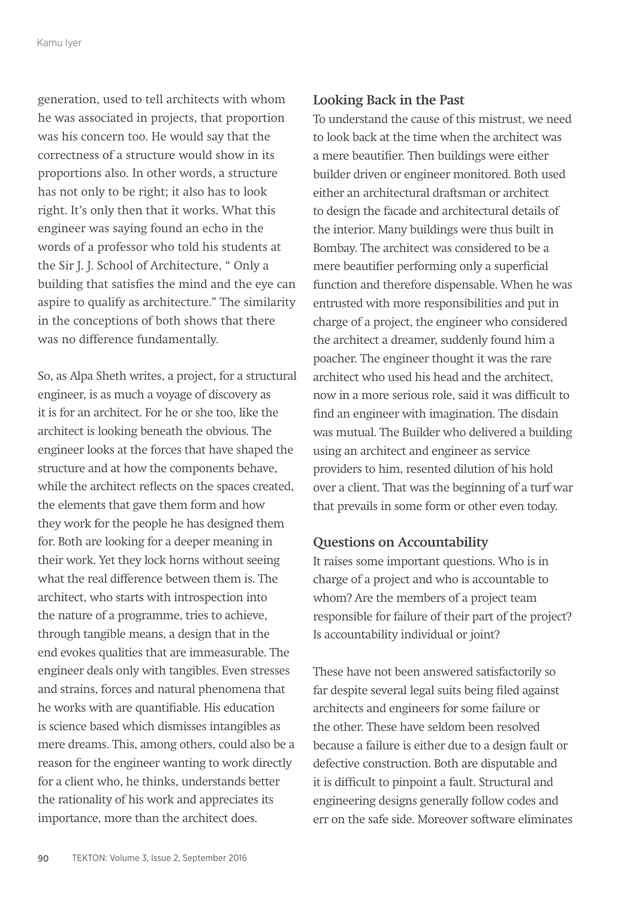generation, used to tell architects with whom he was associated in projects, that proportion was his concern too. He would say that the correctness of a structure would show in its proportions also. In other words, a structure has not only to be right; it also has to look right. It's only then that it works. What this engineer was saying found an echo in the words of a professor who told his students at the Sir J. J. School of Architecture, " Only a building that satisfies the mind and the eye can aspire to qualify as architecture." The similarity in the conceptions of both shows that there was no difference fundamentally.

So, as Alpa Sheth writes, a project, for a structural engineer, is as much a voyage of discovery as it is for an architect. For he or she too, like the architect is looking beneath the obvious. The engineer looks at the forces that have shaped the structure and at how the components behave, while the architect reflects on the spaces created, the elements that gave them form and how they work for the people he has designed them for. Both are looking for a deeper meaning in their work. Yet they lock horns without seeing what the real difference between them is. The architect, who starts with introspection into the nature of a programme, tries to achieve, through tangible means, a design that in the end evokes qualities that are immeasurable. The engineer deals only with tangibles. Even stresses and strains, forces and natural phenomena that he works with are quantifiable. His education is science based which dismisses intangibles as mere dreams. This, among others, could also be a reason for the engineer wanting to work directly for a client who, he thinks, understands better the rationality of his work and appreciates its importance, more than the architect does.

## Looking Back in the Past

To understand the cause of this mistrust, we need to look back at the time when the architect was a mere beautifier. Then buildings were either builder driven or engineer monitored. Both used either an architectural draftsman or architect to design the facade and architectural details of the interior. Many buildings were thus built in Bombay. The architect was considered to be a mere beautifier performing only a superficial function and therefore dispensable. When he was entrusted with more responsibilities and put in charge of a project, the engineer who considered the architect a dreamer, suddenly found him a poacher. The engineer thought it was the rare architect who used his head and the architect, now in a more serious role, said it was difficult to find an engineer with imagination. The disdain was mutual. The Builder who delivered a building using an architect and engineer as service providers to him, resented dilution of his hold over a client. That was the beginning of a turf war that prevails in some form or other even today.

## Questions on Accountability

It raises some important questions. Who is in charge of a project and who is accountable to whom? Are the members of a project team responsible for failure of their part of the project? Is accountability individual or joint?

These have not been answered satisfactorily so far despite several legal suits being filed against architects and engineers for some failure or the other. These have seldom been resolved because a failure is either due to a design fault or defective construction. Both are disputable and it is difficult to pinpoint a fault. Structural and engineering designs generally follow codes and err on the safe side. Moreover software eliminates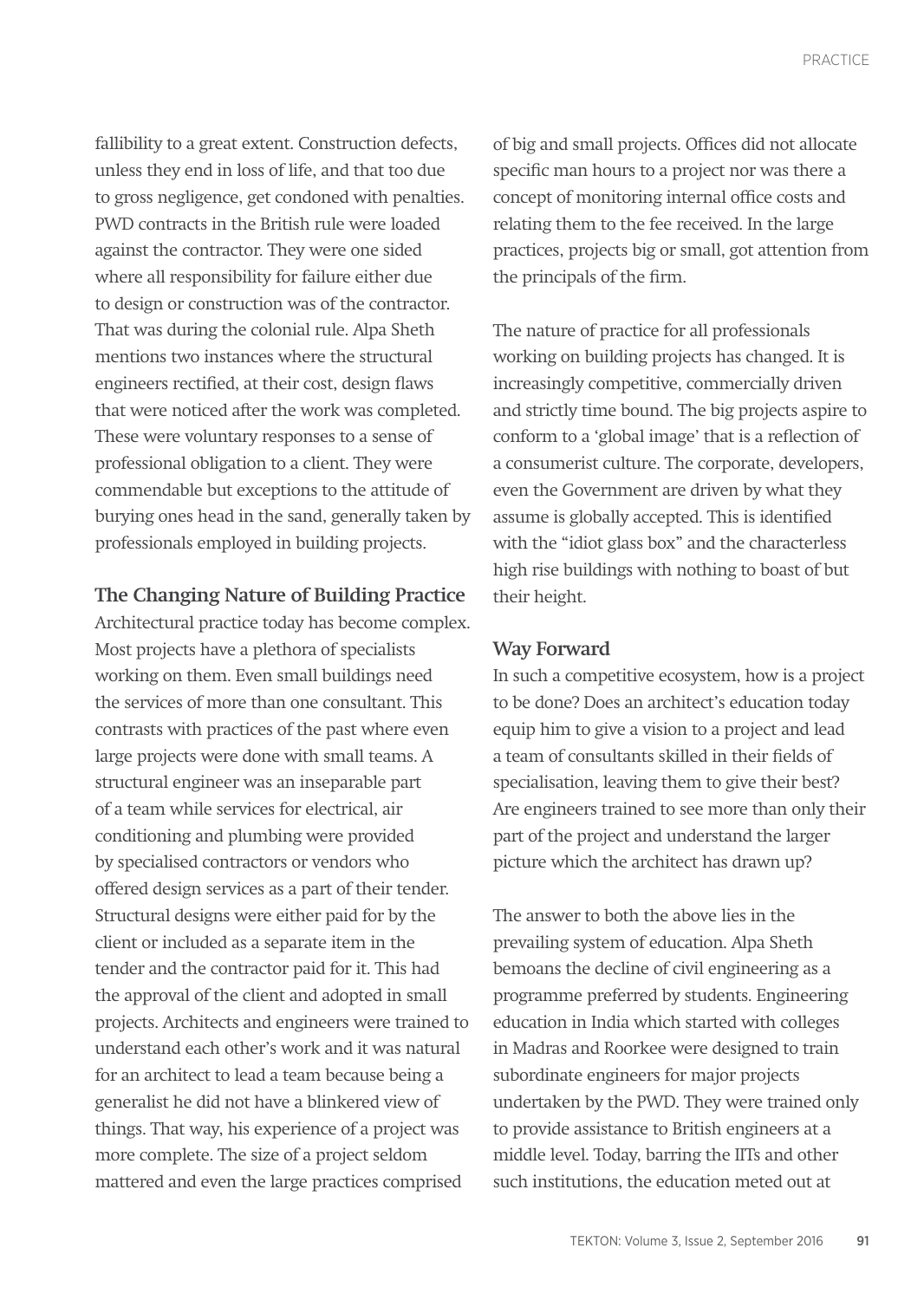fallibility to a great extent. Construction defects, unless they end in loss of life, and that too due to gross negligence, get condoned with penalties. PWD contracts in the British rule were loaded against the contractor. They were one sided where all responsibility for failure either due to design or construction was of the contractor. That was during the colonial rule. Alpa Sheth mentions two instances where the structural engineers rectified, at their cost, design flaws that were noticed after the work was completed. These were voluntary responses to a sense of professional obligation to a client. They were commendable but exceptions to the attitude of burying ones head in the sand, generally taken by professionals employed in building projects.

### The Changing Nature of Building Practice

Architectural practice today has become complex. Most projects have a plethora of specialists working on them. Even small buildings need the services of more than one consultant. This contrasts with practices of the past where even large projects were done with small teams. A structural engineer was an inseparable part of a team while services for electrical, air conditioning and plumbing were provided by specialised contractors or vendors who offered design services as a part of their tender. Structural designs were either paid for by the client or included as a separate item in the tender and the contractor paid for it. This had the approval of the client and adopted in small projects. Architects and engineers were trained to understand each other's work and it was natural for an architect to lead a team because being a generalist he did not have a blinkered view of things. That way, his experience of a project was more complete. The size of a project seldom mattered and even the large practices comprised of big and small projects. Offices did not allocate specific man hours to a project nor was there a concept of monitoring internal office costs and relating them to the fee received. In the large practices, projects big or small, got attention from the principals of the firm.

The nature of practice for all professionals working on building projects has changed. It is increasingly competitive, commercially driven and strictly time bound. The big projects aspire to conform to a 'global image' that is a reflection of a consumerist culture. The corporate, developers, even the Government are driven by what they assume is globally accepted. This is identified with the "idiot glass box" and the characterless high rise buildings with nothing to boast of but their height.

### Way Forward

In such a competitive ecosystem, how is a project to be done? Does an architect's education today equip him to give a vision to a project and lead a team of consultants skilled in their fields of specialisation, leaving them to give their best? Are engineers trained to see more than only their part of the project and understand the larger picture which the architect has drawn up?

The answer to both the above lies in the prevailing system of education. Alpa Sheth bemoans the decline of civil engineering as a programme preferred by students. Engineering education in India which started with colleges in Madras and Roorkee were designed to train subordinate engineers for major projects undertaken by the PWD. They were trained only to provide assistance to British engineers at a middle level. Today, barring the IITs and other such institutions, the education meted out at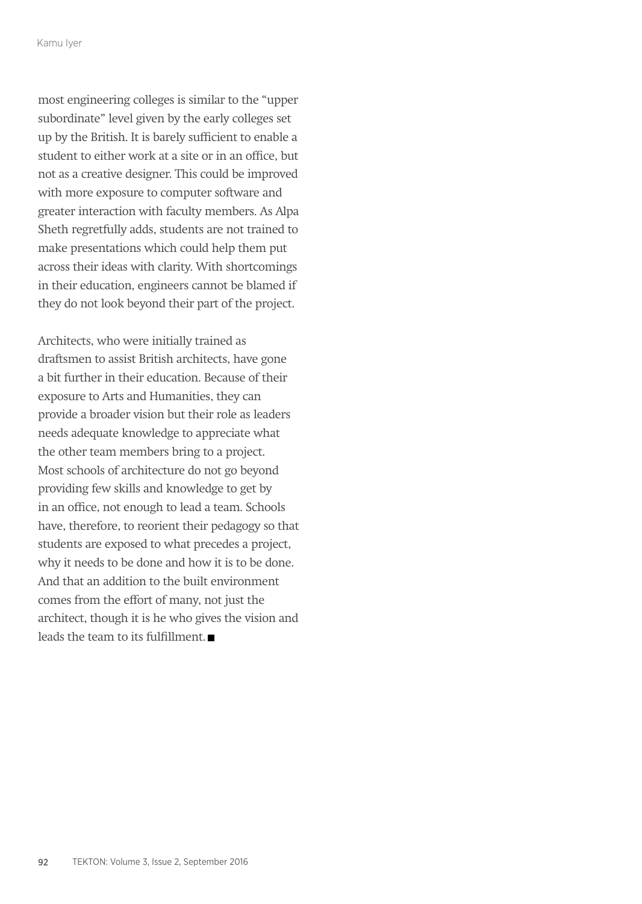most engineering colleges is similar to the "upper subordinate" level given by the early colleges set up by the British. It is barely sufficient to enable a student to either work at a site or in an office, but not as a creative designer. This could be improved with more exposure to computer software and greater interaction with faculty members. As Alpa Sheth regretfully adds, students are not trained to make presentations which could help them put across their ideas with clarity. With shortcomings in their education, engineers cannot be blamed if they do not look beyond their part of the project.

Architects, who were initially trained as draftsmen to assist British architects, have gone a bit further in their education. Because of their exposure to Arts and Humanities, they can provide a broader vision but their role as leaders needs adequate knowledge to appreciate what the other team members bring to a project. Most schools of architecture do not go beyond providing few skills and knowledge to get by in an office, not enough to lead a team. Schools have, therefore, to reorient their pedagogy so that students are exposed to what precedes a project, why it needs to be done and how it is to be done. And that an addition to the built environment comes from the effort of many, not just the architect, though it is he who gives the vision and leads the team to its fulfillment. ■